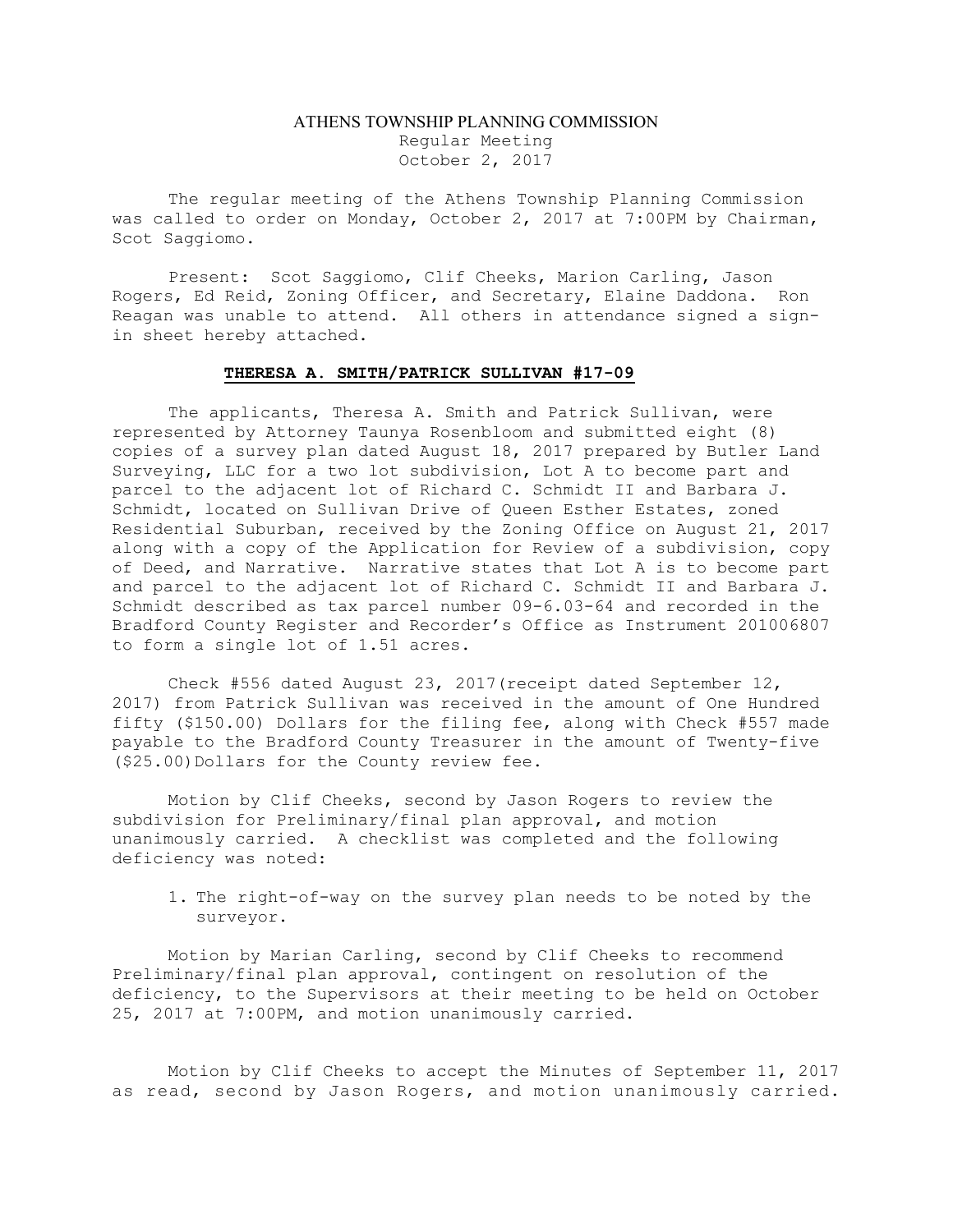# ATHENS TOWNSHIP PLANNING COMMISSION

Regular Meeting
October 2, 2017

The regular meeting of the Athens Township Planning Commission was called to order on Monday, October 2, 2017 at 7:00PM by Chairman, Scot Saggiomo.

Present: Scot Saggiomo, Clif Cheeks, Marion Carling, Jason Rogers, Ed Reid, Zoning Officer, and Secretary, Elaine Daddona. Ron Reagan was unable to attend. All others in attendance signed a sign-in sheet hereby attached.

**THERESA A. SMITH/PATRICK SULLIVAN #17-09**

The applicants, Theresa A. Smith and Patrick Sullivan, were represented by Attorney Taunya Rosenbloom and submitted eight (8) copies of a survey plan dated August 18, 2017 prepared by Butler Land Surveying, LLC for a two lot subdivision, Lot A to become part and parcel to the adjacent lot of Richard C. Schmidt II and Barbara J. Schmidt, located on Sullivan Drive of Queen Esther Estates, zoned Residential Suburban, received by the Zoning Office on August 21, 2017 along with a copy of the Application for Review of a subdivision, copy of Deed, and Narrative. Narrative states that Lot A is to become part and parcel to the adjacent lot of Richard C. Schmidt II and Barbara J. Schmidt described as tax parcel number 09-6.03-64 and recorded in the Bradford County Register and Recorder's Office as Instrument 201006807 to form a single lot of 1.51 acres.

Check #556 dated August 23, 2017(receipt dated September 12, 2017) from Patrick Sullivan was received in the amount of One Hundred fifty ($150.00) Dollars for the filing fee, along with Check #557 made payable to the Bradford County Treasurer in the amount of Twenty-five ($25.00)Dollars for the County review fee.

Motion by Clif Cheeks, second by Jason Rogers to review the subdivision for Preliminary/final plan approval, and motion unanimously carried. A checklist was completed and the following deficiency was noted:

1. The right-of-way on the survey plan needs to be noted by the surveyor.

Motion by Marian Carling, second by Clif Cheeks to recommend Preliminary/final plan approval, contingent on resolution of the deficiency, to the Supervisors at their meeting to be held on October 25, 2017 at 7:00PM, and motion unanimously carried.

Motion by Clif Cheeks to accept the Minutes of September 11, 2017 as read, second by Jason Rogers, and motion unanimously carried.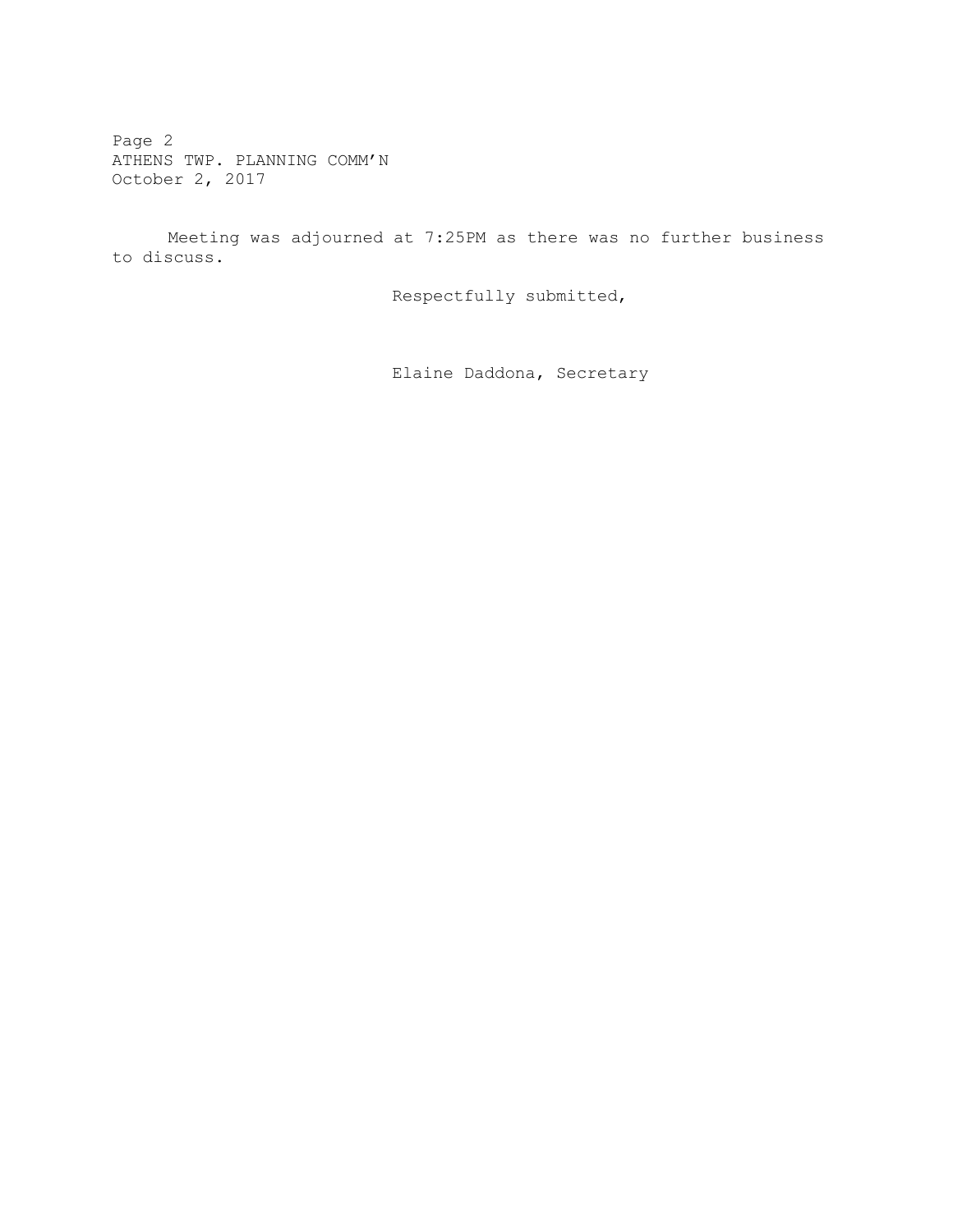Meeting was adjourned at 7:25PM as there was no further business to discuss.

Respectfully submitted,

Elaine Daddona, Secretary